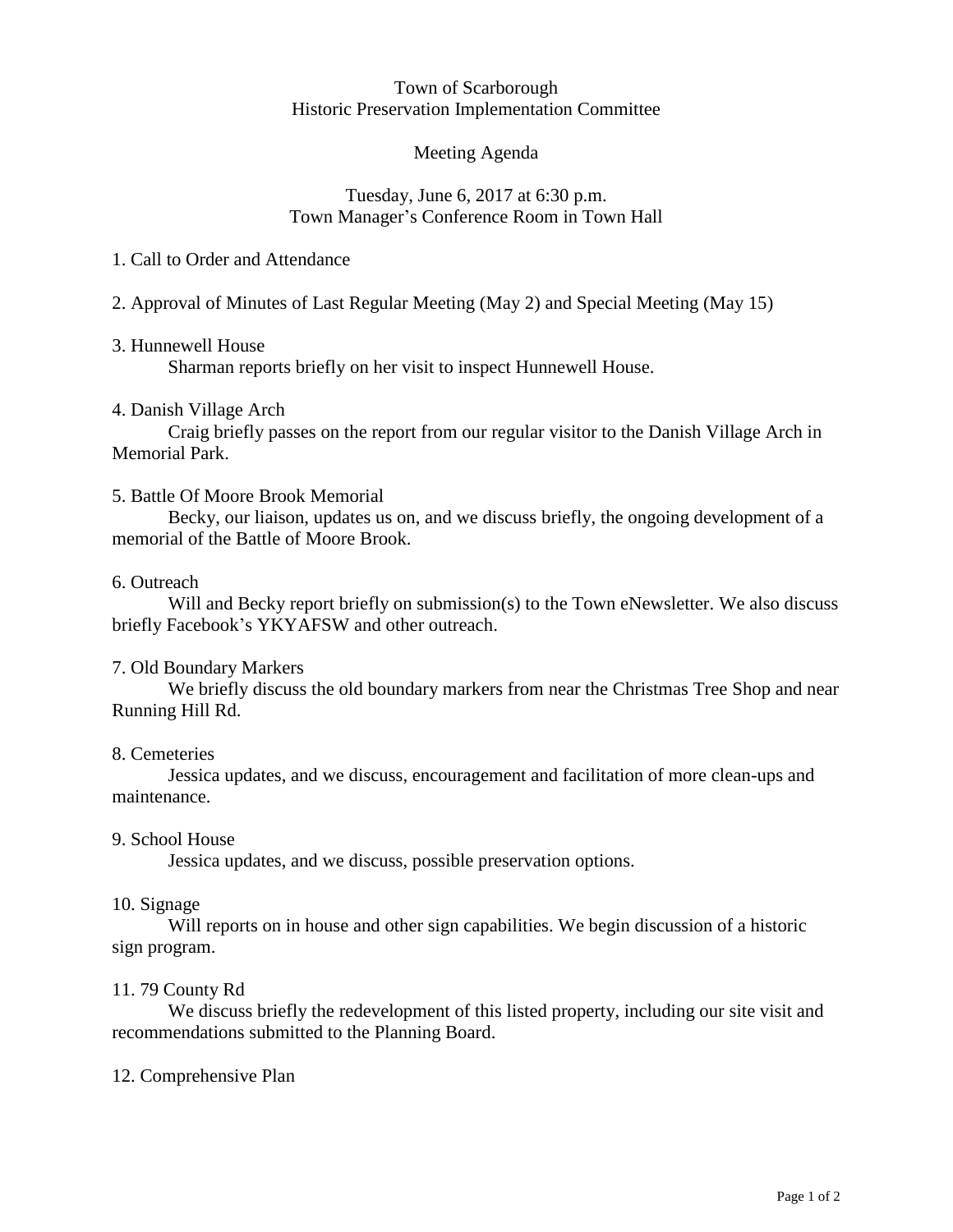# Town of Scarborough
## Historic Preservation Implementation Committee

### Meeting Agenda

Tuesday, June 6, 2017 at 6:30 p.m.
Town Manager's Conference Room in Town Hall

1. Call to Order and Attendance

2. Approval of Minutes of Last Regular Meeting (May 2) and Special Meeting (May 15)

3. Hunnewell House

    Sharman reports briefly on her visit to inspect Hunnewell House.

4. Danish Village Arch

    Craig briefly passes on the report from our regular visitor to the Danish Village Arch in Memorial Park.

5. Battle Of Moore Brook Memorial

    Becky, our liaison, updates us on, and we discuss briefly, the ongoing development of a memorial of the Battle of Moore Brook.

6. Outreach

    Will and Becky report briefly on submission(s) to the Town eNewsletter. We also discuss briefly Facebook's YKYAFSW and other outreach.

7. Old Boundary Markers

    We briefly discuss the old boundary markers from near the Christmas Tree Shop and near Running Hill Rd.

8. Cemeteries

    Jessica updates, and we discuss, encouragement and facilitation of more clean-ups and maintenance.

9. School House

    Jessica updates, and we discuss, possible preservation options.

10. Signage

    Will reports on in house and other sign capabilities. We begin discussion of a historic sign program.

11. 79 County Rd

    We discuss briefly the redevelopment of this listed property, including our site visit and recommendations submitted to the Planning Board.

12. Comprehensive Plan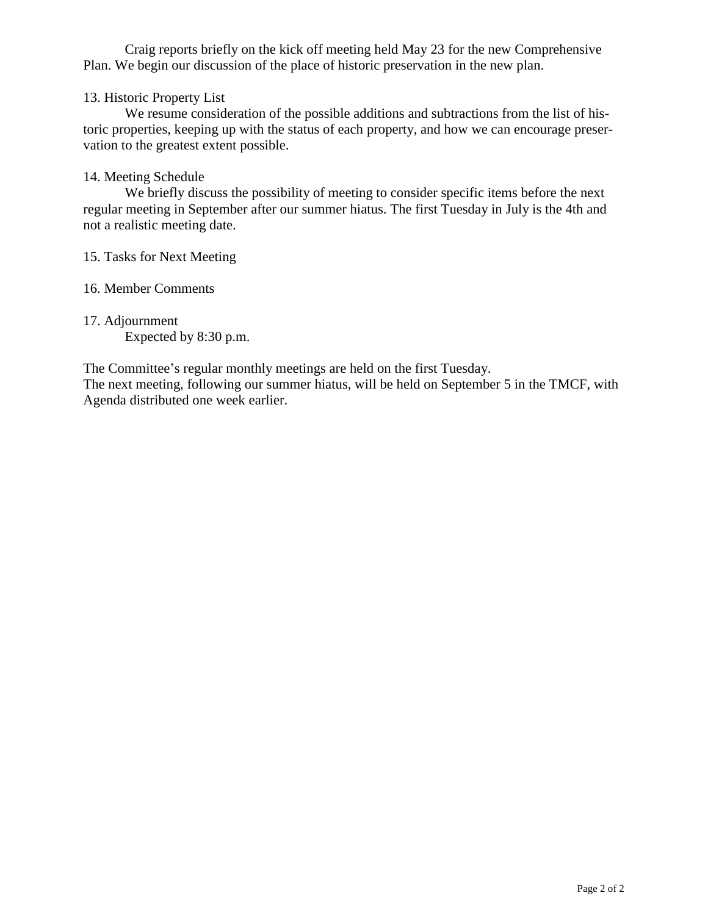Craig reports briefly on the kick off meeting held May 23 for the new Comprehensive Plan. We begin our discussion of the place of historic preservation in the new plan.

13. Historic Property List

We resume consideration of the possible additions and subtractions from the list of historic properties, keeping up with the status of each property, and how we can encourage preservation to the greatest extent possible.

14. Meeting Schedule

We briefly discuss the possibility of meeting to consider specific items before the next regular meeting in September after our summer hiatus. The first Tuesday in July is the 4th and not a realistic meeting date.

15. Tasks for Next Meeting

16. Member Comments

17. Adjournment

Expected by 8:30 p.m.

The Committee's regular monthly meetings are held on the first Tuesday.
The next meeting, following our summer hiatus, will be held on September 5 in the TMCF, with Agenda distributed one week earlier.